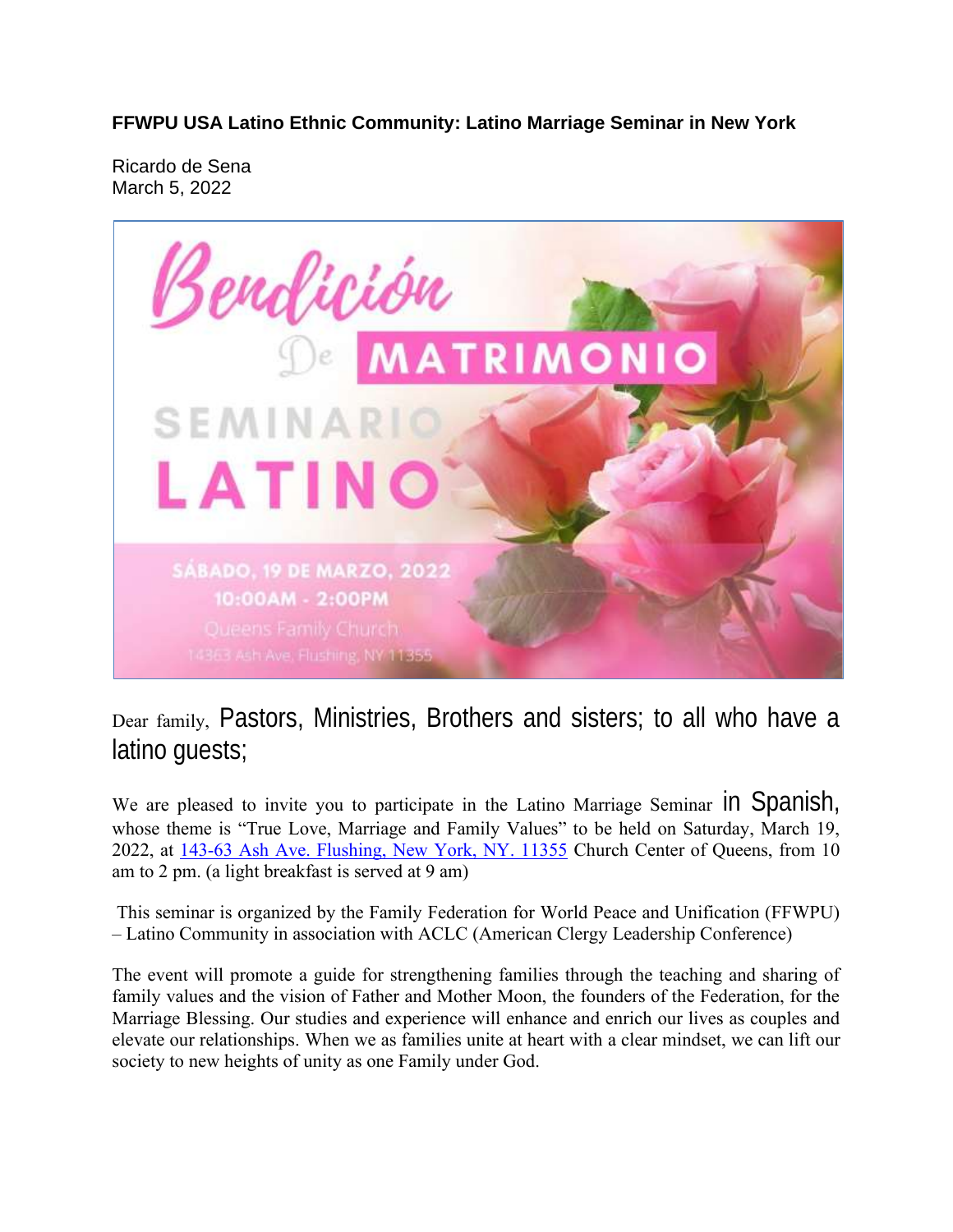**FFWPU USA Latino Ethnic Community: Latino Marriage Seminar in New York**

Ricardo de Sena
March 5, 2022

Bendición De MATRIMONIO
SEMINARIO LATINO
SÁBADO, 19 DE MARZO, 2022
10:00AM - 2:00PM
Queens Family Church
14363 Ash Ave, Flushing, NY 11355

Dear family, Pastors, Ministries, Brothers and sisters; to all who have a latino guests;

We are pleased to invite you to participate in the Latino Marriage Seminar in Spanish, whose theme is "True Love, Marriage and Family Values" to be held on Saturday, March 19, 2022, at [143-63 Ash Ave. Flushing, New York, NY. 11355](143-63 Ash Ave. Flushing, New York, NY. 11355) Church Center of Queens, from 10 am to 2 pm. (a light breakfast is served at 9 am)

This seminar is organized by the Family Federation for World Peace and Unification (FFWPU) – Latino Community in association with ACLC (American Clergy Leadership Conference)

The event will promote a guide for strengthening families through the teaching and sharing of family values and the vision of Father and Mother Moon, the founders of the Federation, for the Marriage Blessing. Our studies and experience will enhance and enrich our lives as couples and elevate our relationships. When we as families unite at heart with a clear mindset, we can lift our society to new heights of unity as one Family under God.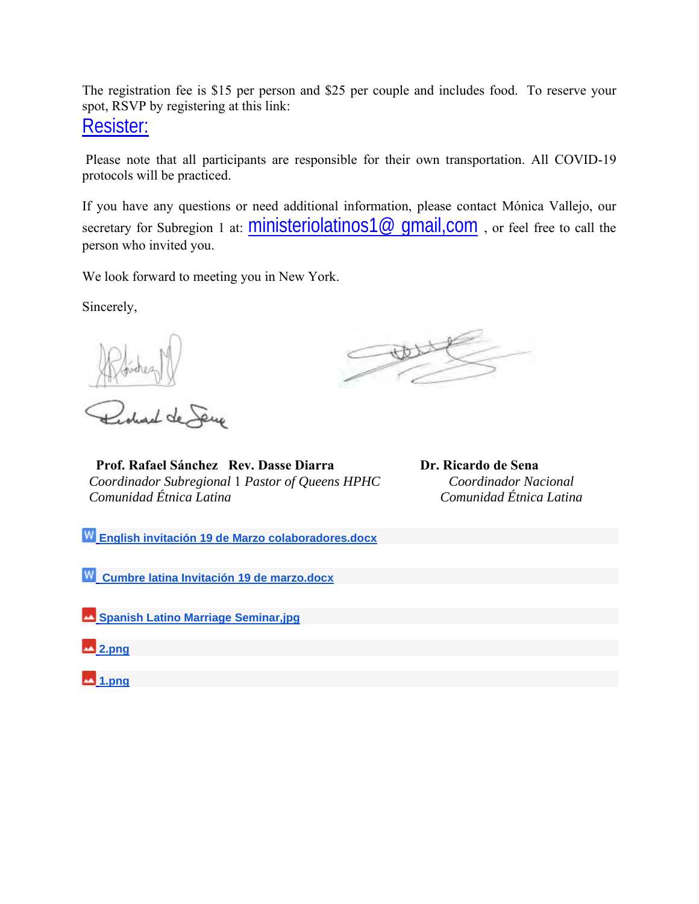The registration fee is $15 per person and $25 per couple and includes food. To reserve your spot, RSVP by registering at this link:

Resister:

Please note that all participants are responsible for their own transportation. All COVID-19 protocols will be practiced.

If you have any questions or need additional information, please contact Mónica Vallejo, our secretary for Subregion 1 at: ministeriolatinos1@ gmail,com , or feel free to call the person who invited you.

We look forward to meeting you in New York.

Sincerely,

**Prof. Rafael Sánchez**
*Coordinador Subregional 1*
*Comunidad Étnica Latina*

**Rev. Dasse Diarra**
*Pastor of Queens HPHC*

**Dr. Ricardo de Sena**
*Coordinador Nacional*
*Comunidad Étnica Latina*

English invitación 19 de Marzo colaboradores.docx

Cumbre latina Invitación 19 de marzo.docx

Spanish Latino Marriage Seminar,jpg

2.png

1.png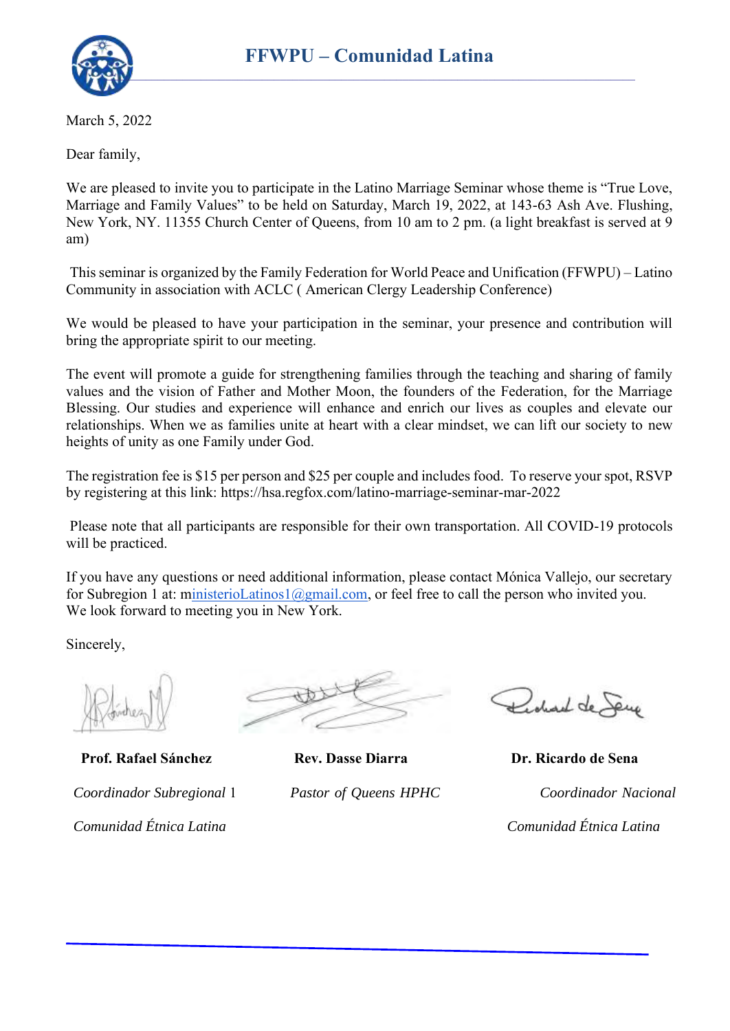# FFWPU – Comunidad Latina

March 5, 2022

Dear family,

We are pleased to invite you to participate in the Latino Marriage Seminar whose theme is "True Love, Marriage and Family Values" to be held on Saturday, March 19, 2022, at 143-63 Ash Ave. Flushing, New York, NY. 11355 Church Center of Queens, from 10 am to 2 pm. (a light breakfast is served at 9 am)

This seminar is organized by the Family Federation for World Peace and Unification (FFWPU) – Latino Community in association with ACLC ( American Clergy Leadership Conference)

We would be pleased to have your participation in the seminar, your presence and contribution will bring the appropriate spirit to our meeting.

The event will promote a guide for strengthening families through the teaching and sharing of family values and the vision of Father and Mother Moon, the founders of the Federation, for the Marriage Blessing. Our studies and experience will enhance and enrich our lives as couples and elevate our relationships. When we as families unite at heart with a clear mindset, we can lift our society to new heights of unity as one Family under God.

The registration fee is $15 per person and $25 per couple and includes food. To reserve your spot, RSVP by registering at this link: https://hsa.regfox.com/latino-marriage-seminar-mar-2022

Please note that all participants are responsible for their own transportation. All COVID-19 protocols will be practiced.

If you have any questions or need additional information, please contact Mónica Vallejo, our secretary for Subregion 1 at: ministerioLatinos1@gmail.com, or feel free to call the person who invited you.
We look forward to meeting you in New York.

Sincerely,

**Prof. Rafael Sánchez**
*Coordinador Subregional* 1
*Comunidad Étnica Latina*

**Rev. Dasse Diarra**
*Pastor of Queens HPHC*

**Dr. Ricardo de Sena**
*Coordinador Nacional*
*Comunidad Étnica Latina*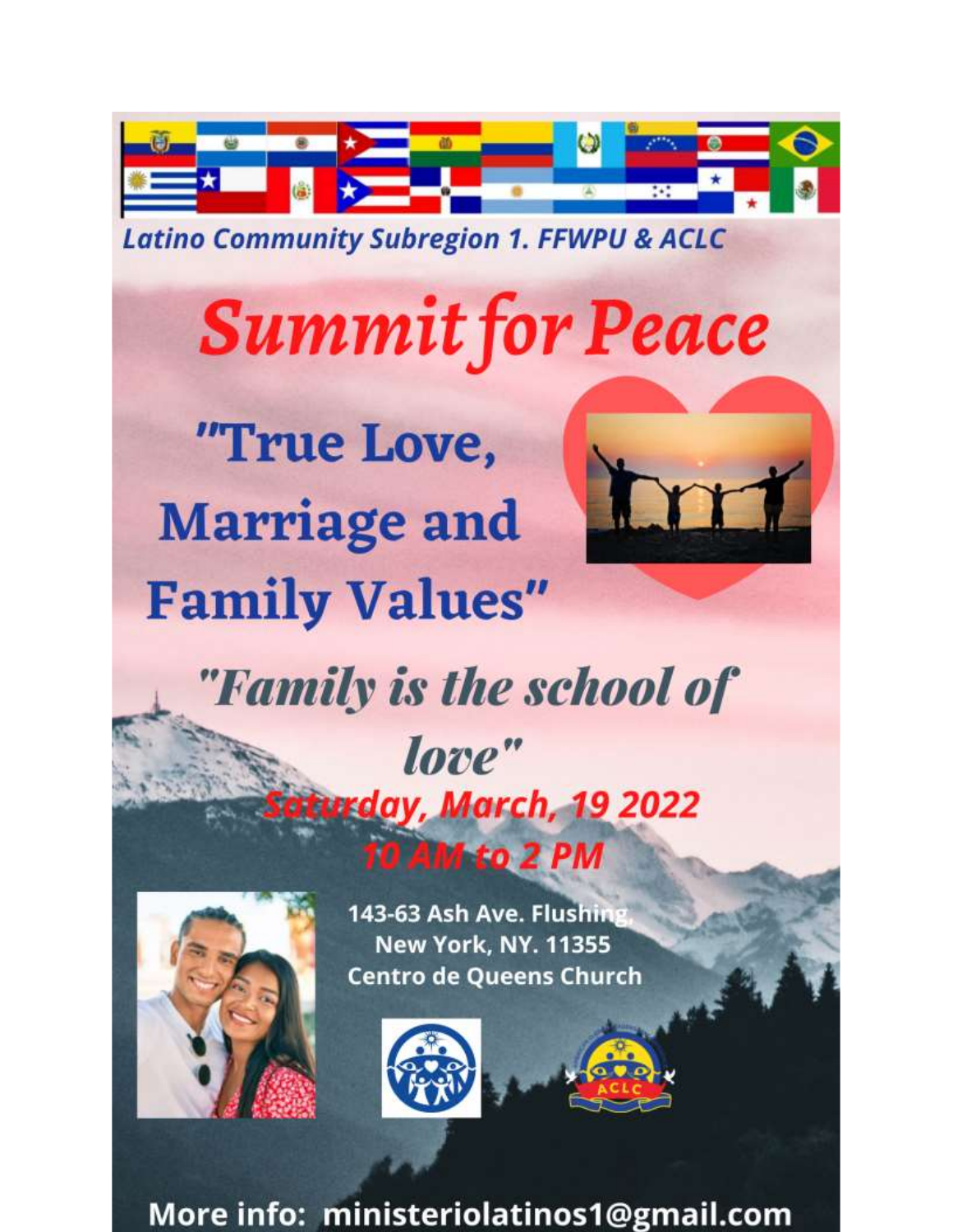Latino Community Subregion 1. FFWPU & ACLC

# Summit for Peace

## "True Love, Marriage and Family Values"

### *"Family is the school of love"*

**Saturday, March, 19 2022**

**10 AM to 2 PM**

143-63 Ash Ave. Flushing, New York, NY. 11355
Centro de Queens Church

More info: ministeriolatinos1@gmail.com